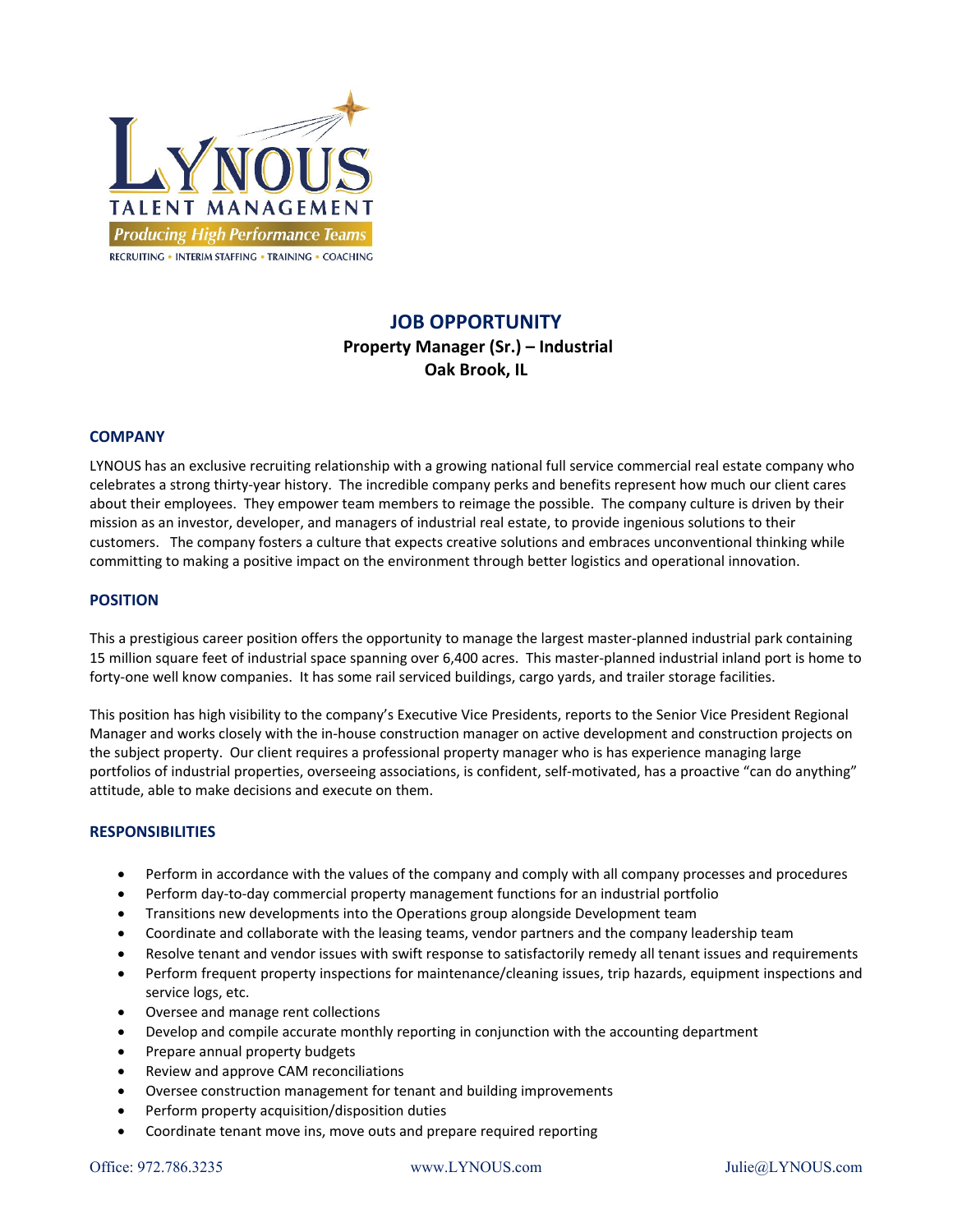LYNOUS

TALENT MANAGEMENT

*Producing High Performance Teams*

RECRUITING • INTERIM STAFFING • TRAINING • COACHING

# JOB OPPORTUNITY

**Property Manager (Sr.) – Industrial**
**Oak Brook, IL**

## COMPANY

LYNOUS has an exclusive recruiting relationship with a growing national full service commercial real estate company who celebrates a strong thirty-year history. The incredible company perks and benefits represent how much our client cares about their employees. They empower team members to reimage the possible. The company culture is driven by their mission as an investor, developer, and managers of industrial real estate, to provide ingenious solutions to their customers. The company fosters a culture that expects creative solutions and embraces unconventional thinking while committing to making a positive impact on the environment through better logistics and operational innovation.

## POSITION

This a prestigious career position offers the opportunity to manage the largest master-planned industrial park containing 15 million square feet of industrial space spanning over 6,400 acres. This master-planned industrial inland port is home to forty-one well know companies. It has some rail serviced buildings, cargo yards, and trailer storage facilities.

This position has high visibility to the company's Executive Vice Presidents, reports to the Senior Vice President Regional Manager and works closely with the in-house construction manager on active development and construction projects on the subject property. Our client requires a professional property manager who is has experience managing large portfolios of industrial properties, overseeing associations, is confident, self-motivated, has a proactive "can do anything" attitude, able to make decisions and execute on them.

## RESPONSIBILITIES

- Perform in accordance with the values of the company and comply with all company processes and procedures
- Perform day-to-day commercial property management functions for an industrial portfolio
- Transitions new developments into the Operations group alongside Development team
- Coordinate and collaborate with the leasing teams, vendor partners and the company leadership team
- Resolve tenant and vendor issues with swift response to satisfactorily remedy all tenant issues and requirements
- Perform frequent property inspections for maintenance/cleaning issues, trip hazards, equipment inspections and service logs, etc.
- Oversee and manage rent collections
- Develop and compile accurate monthly reporting in conjunction with the accounting department
- Prepare annual property budgets
- Review and approve CAM reconciliations
- Oversee construction management for tenant and building improvements
- Perform property acquisition/disposition duties
- Coordinate tenant move ins, move outs and prepare required reporting

Office: 972.786.3235 www.LYNOUS.com Julie@LYNOUS.com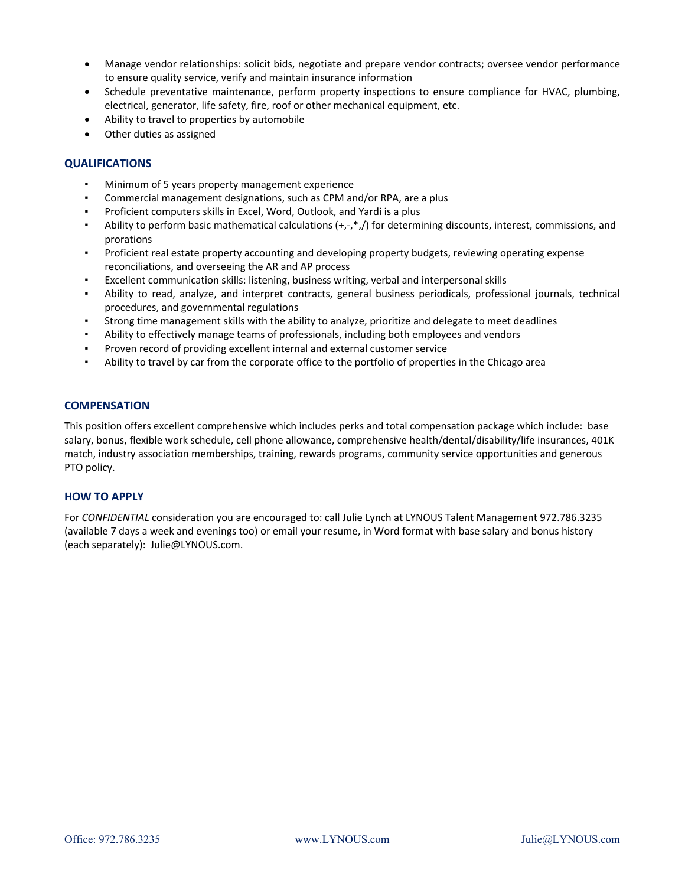- Manage vendor relationships: solicit bids, negotiate and prepare vendor contracts; oversee vendor performance to ensure quality service, verify and maintain insurance information
- Schedule preventative maintenance, perform property inspections to ensure compliance for HVAC, plumbing, electrical, generator, life safety, fire, roof or other mechanical equipment, etc.
- Ability to travel to properties by automobile
- Other duties as assigned

## QUALIFICATIONS

- Minimum of 5 years property management experience
- Commercial management designations, such as CPM and/or RPA, are a plus
- Proficient computers skills in Excel, Word, Outlook, and Yardi is a plus
- Ability to perform basic mathematical calculations (+,-,*,/) for determining discounts, interest, commissions, and prorations
- Proficient real estate property accounting and developing property budgets, reviewing operating expense reconciliations, and overseeing the AR and AP process
- Excellent communication skills: listening, business writing, verbal and interpersonal skills
- Ability to read, analyze, and interpret contracts, general business periodicals, professional journals, technical procedures, and governmental regulations
- Strong time management skills with the ability to analyze, prioritize and delegate to meet deadlines
- Ability to effectively manage teams of professionals, including both employees and vendors
- Proven record of providing excellent internal and external customer service
- Ability to travel by car from the corporate office to the portfolio of properties in the Chicago area

## COMPENSATION

This position offers excellent comprehensive which includes perks and total compensation package which include: base salary, bonus, flexible work schedule, cell phone allowance, comprehensive health/dental/disability/life insurances, 401K match, industry association memberships, training, rewards programs, community service opportunities and generous PTO policy.

## HOW TO APPLY

For *CONFIDENTIAL* consideration you are encouraged to: call Julie Lynch at LYNOUS Talent Management 972.786.3235 (available 7 days a week and evenings too) or email your resume, in Word format with base salary and bonus history (each separately): Julie@LYNOUS.com.

Office: 972.786.3235 www.LYNOUS.com Julie@LYNOUS.com